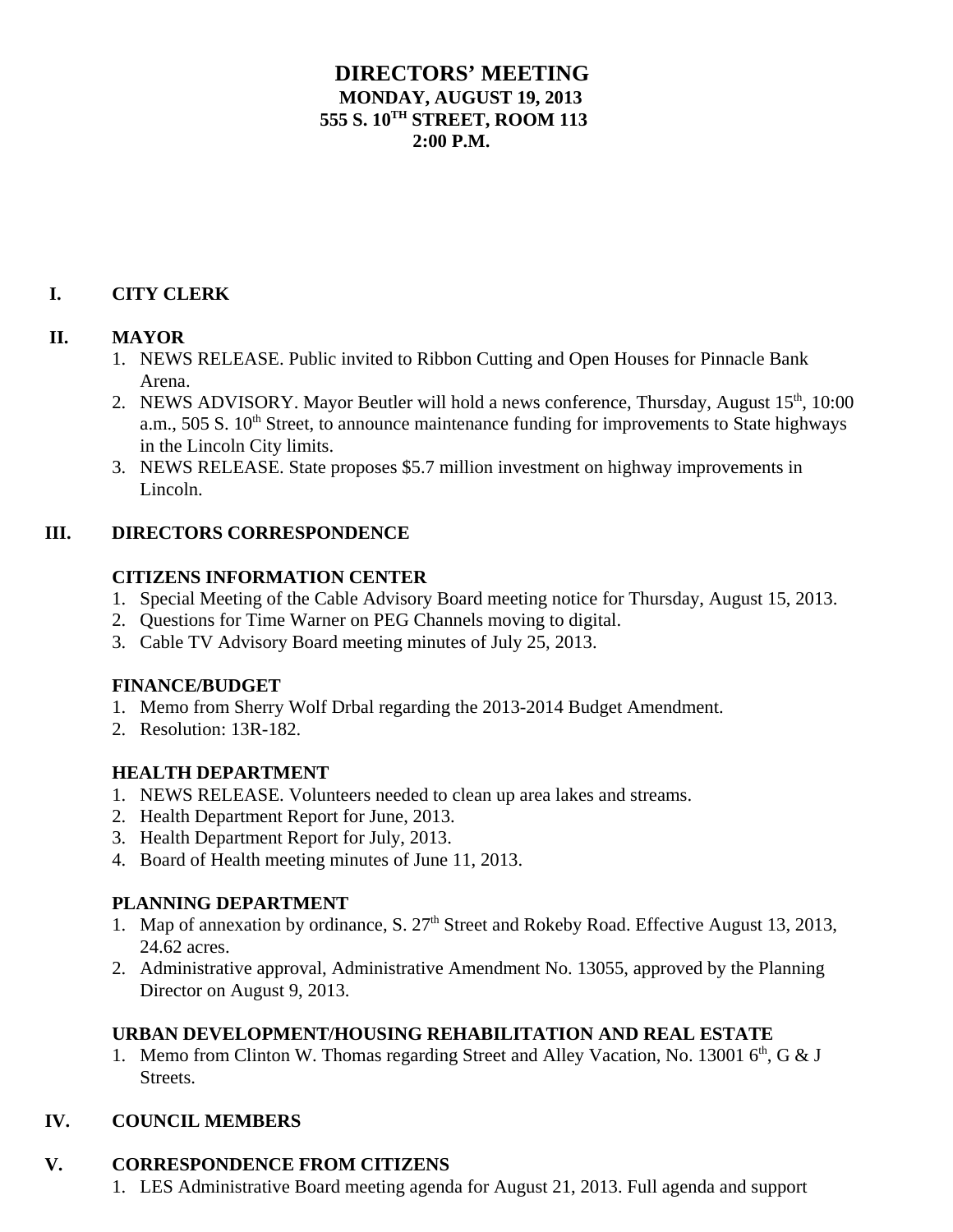# DIRECTORS' MEETING
## MONDAY, AUGUST 19, 2013
## 555 S. 10TH STREET, ROOM 113
## 2:00 P.M.

## I. CITY CLERK

## II. MAYOR

1. NEWS RELEASE. Public invited to Ribbon Cutting and Open Houses for Pinnacle Bank Arena.
2. NEWS ADVISORY. Mayor Beutler will hold a news conference, Thursday, August 15th, 10:00 a.m., 505 S. 10th Street, to announce maintenance funding for improvements to State highways in the Lincoln City limits.
3. NEWS RELEASE. State proposes $5.7 million investment on highway improvements in Lincoln.

## III. DIRECTORS CORRESPONDENCE

### CITIZENS INFORMATION CENTER

1. Special Meeting of the Cable Advisory Board meeting notice for Thursday, August 15, 2013.
2. Questions for Time Warner on PEG Channels moving to digital.
3. Cable TV Advisory Board meeting minutes of July 25, 2013.

### FINANCE/BUDGET

1. Memo from Sherry Wolf Drbal regarding the 2013-2014 Budget Amendment.
2. Resolution: 13R-182.

### HEALTH DEPARTMENT

1. NEWS RELEASE. Volunteers needed to clean up area lakes and streams.
2. Health Department Report for June, 2013.
3. Health Department Report for July, 2013.
4. Board of Health meeting minutes of June 11, 2013.

### PLANNING DEPARTMENT

1. Map of annexation by ordinance, S. 27th Street and Rokeby Road. Effective August 13, 2013, 24.62 acres.
2. Administrative approval, Administrative Amendment No. 13055, approved by the Planning Director on August 9, 2013.

### URBAN DEVELOPMENT/HOUSING REHABILITATION AND REAL ESTATE

1. Memo from Clinton W. Thomas regarding Street and Alley Vacation, No. 13001 6th, G & J Streets.

## IV. COUNCIL MEMBERS

## V. CORRESPONDENCE FROM CITIZENS

1. LES Administrative Board meeting agenda for August 21, 2013. Full agenda and support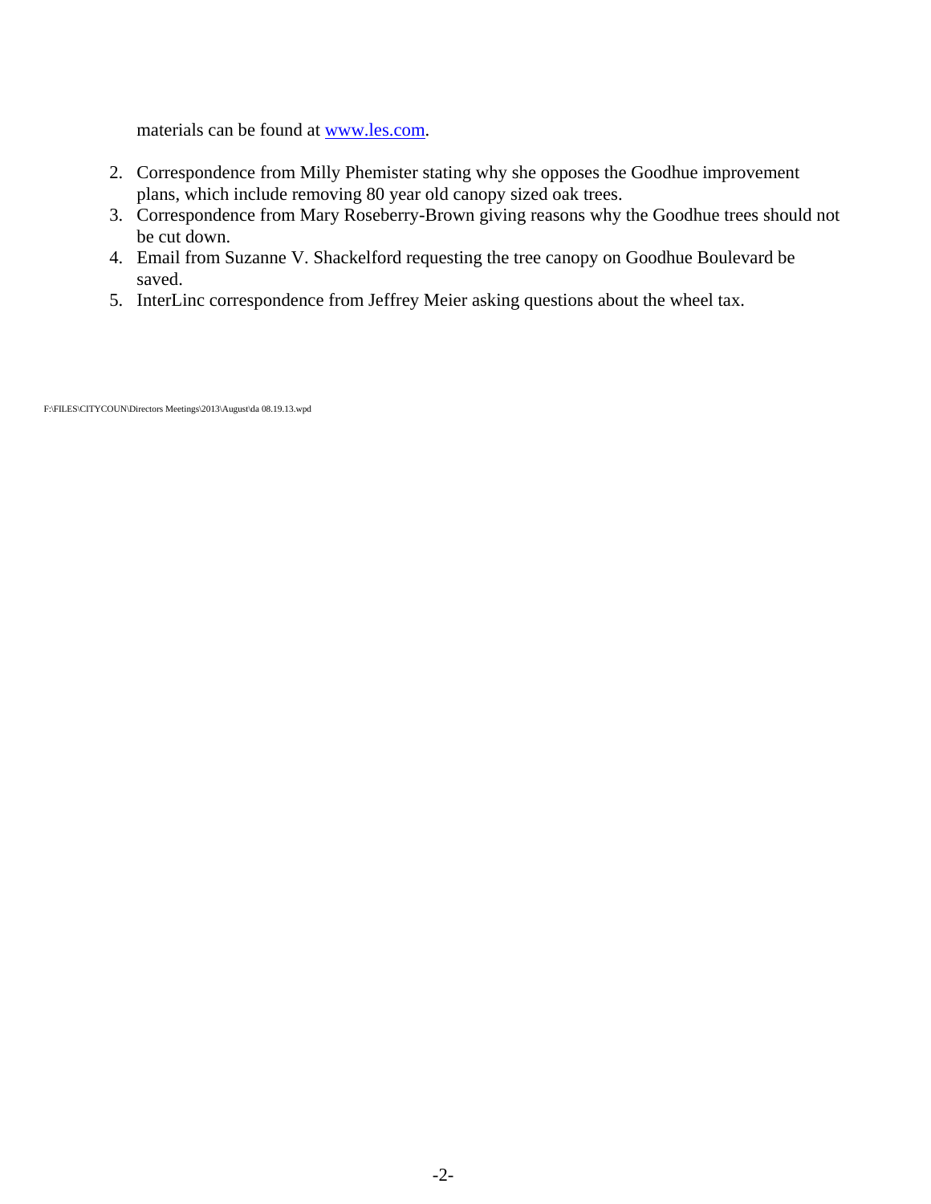materials can be found at [www.les.com](http://www.les.com).

2. Correspondence from Milly Phemister stating why she opposes the Goodhue improvement plans, which include removing 80 year old canopy sized oak trees.
3. Correspondence from Mary Roseberry-Brown giving reasons why the Goodhue trees should not be cut down.
4. Email from Suzanne V. Shackelford requesting the tree canopy on Goodhue Boulevard be saved.
5. InterLinc correspondence from Jeffrey Meier asking questions about the wheel tax.

F:\FILES\CITYCOUN\Directors Meetings\2013\August\da 08.19.13.wpd